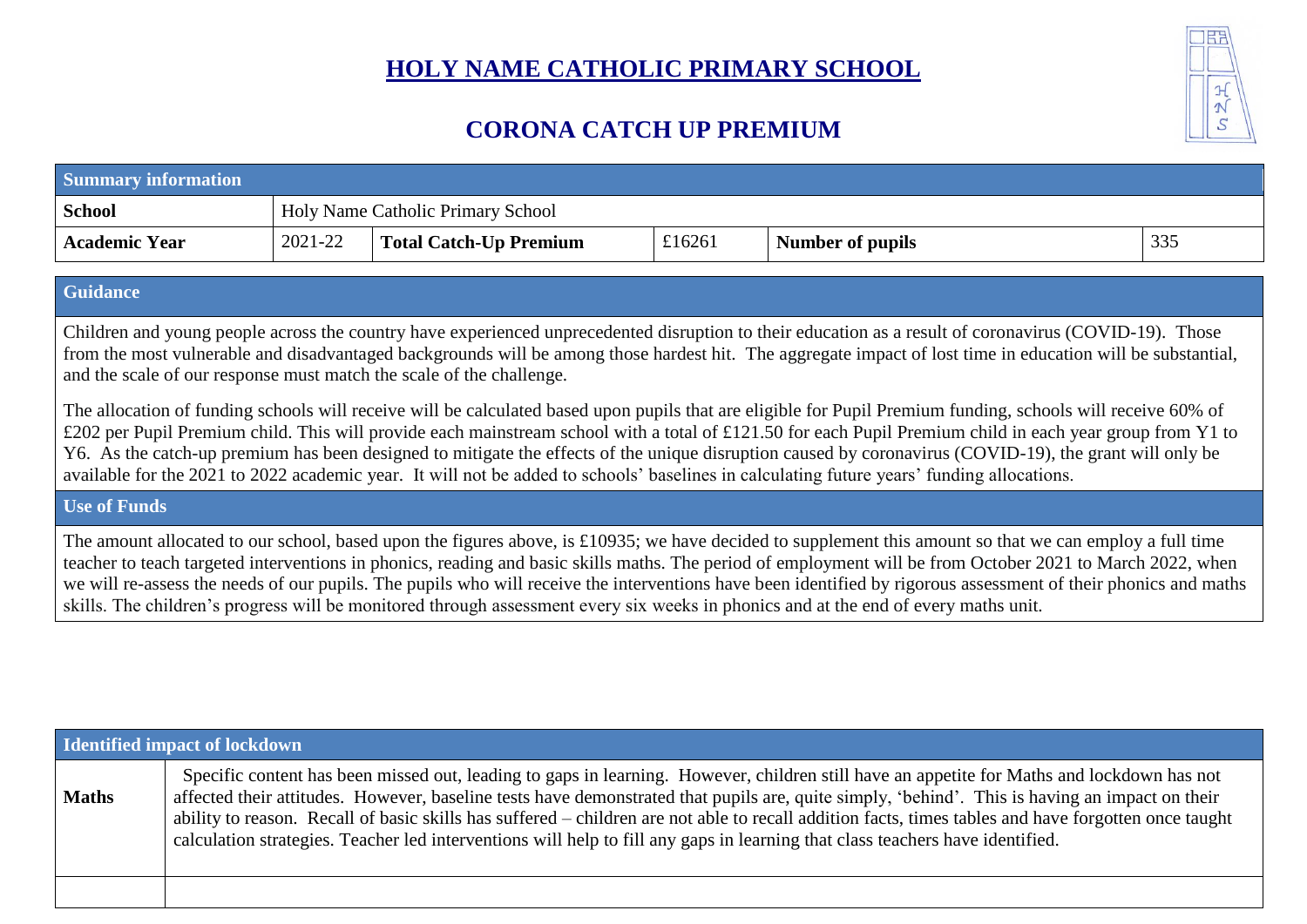# HOLY NAME CATHOLIC PRIMARY SCHOOL

## CORONA CATCH UP PREMIUM

| Summary information | | | | | |
|---|---|---|---|---|---|
| **School** | Holy Name Catholic Primary School | | | | |
| **Academic Year** | 2021-22 | **Total Catch-Up Premium** | £16261 | **Number of pupils** | 335 |

| Guidance |
|---|
| Children and young people across the country have experienced unprecedented disruption to their education as a result of coronavirus (COVID-19). Those from the most vulnerable and disadvantaged backgrounds will be among those hardest hit. The aggregate impact of lost time in education will be substantial, and the scale of our response must match the scale of the challenge.<br><br>The allocation of funding schools will receive will be calculated based upon pupils that are eligible for Pupil Premium funding, schools will receive 60% of £202 per Pupil Premium child. This will provide each mainstream school with a total of £121.50 for each Pupil Premium child in each year group from Y1 to Y6. As the catch-up premium has been designed to mitigate the effects of the unique disruption caused by coronavirus (COVID-19), the grant will only be available for the 2021 to 2022 academic year. It will not be added to schools' baselines in calculating future years' funding allocations. |
| **Use of Funds** |
| The amount allocated to our school, based upon the figures above, is £10935; we have decided to supplement this amount so that we can employ a full time teacher to teach targeted interventions in phonics, reading and basic skills maths. The period of employment will be from October 2021 to March 2022, when we will re-assess the needs of our pupils. The pupils who will receive the interventions have been identified by rigorous assessment of their phonics and maths skills. The children's progress will be monitored through assessment every six weeks in phonics and at the end of every maths unit. |

| Identified impact of lockdown | |
|---|---|
| **Maths** | Specific content has been missed out, leading to gaps in learning. However, children still have an appetite for Maths and lockdown has not affected their attitudes. However, baseline tests have demonstrated that pupils are, quite simply, 'behind'. This is having an impact on their ability to reason. Recall of basic skills has suffered – children are not able to recall addition facts, times tables and have forgotten once taught calculation strategies. Teacher led interventions will help to fill any gaps in learning that class teachers have identified. |
| | |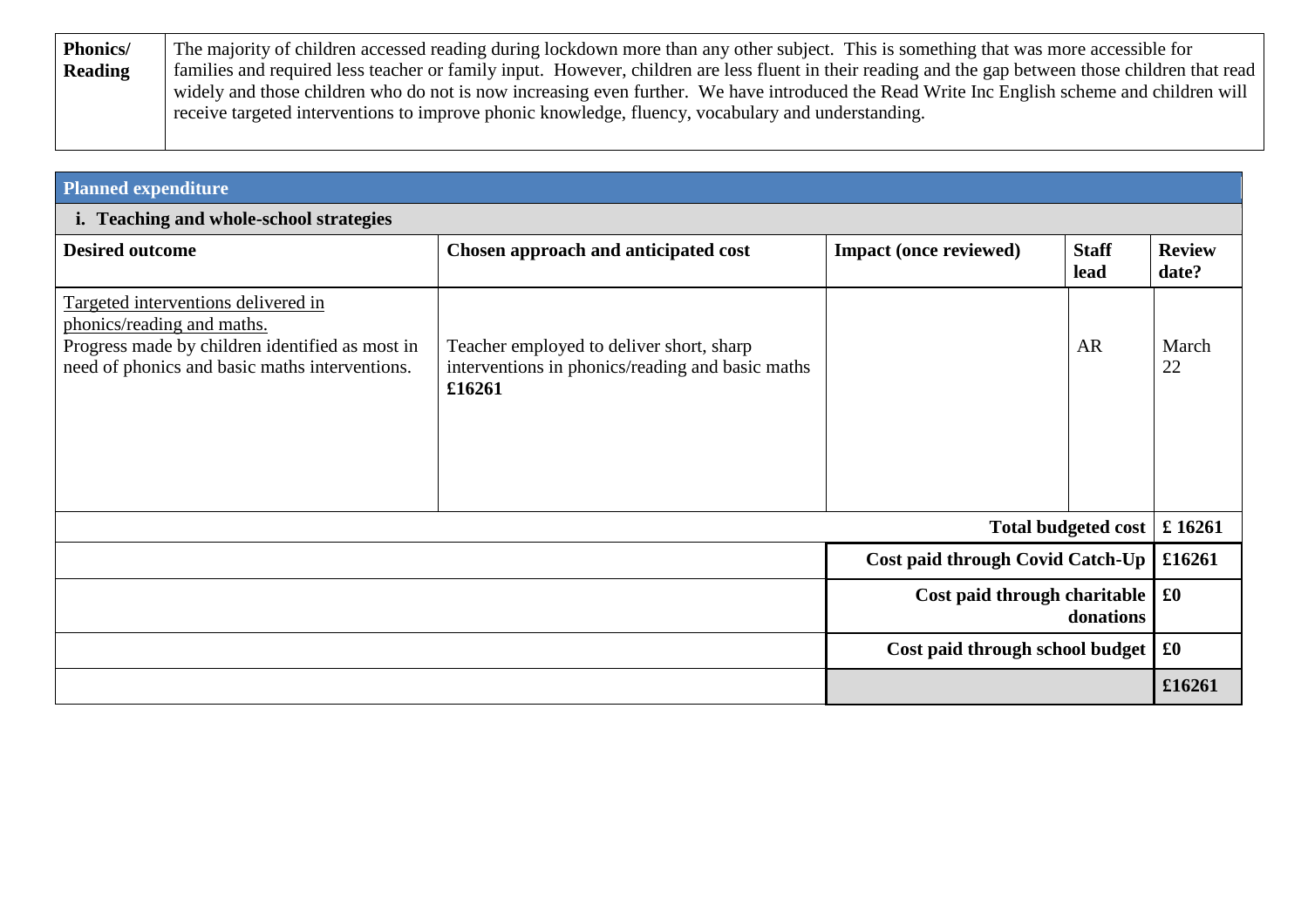| | |
|---|---|
| **Phonics/ Reading** | The majority of children accessed reading during lockdown more than any other subject. This is something that was more accessible for families and required less teacher or family input. However, children are less fluent in their reading and the gap between those children that read widely and those children who do not is now increasing even further. We have introduced the Read Write Inc English scheme and children will receive targeted interventions to improve phonic knowledge, fluency, vocabulary and understanding. |

| **Planned expenditure** | | | | |
|---|---|---|---|---|
| **i. Teaching and whole-school strategies** | | | | |
| **Desired outcome** | **Chosen approach and anticipated cost** | **Impact (once reviewed)** | **Staff lead** | **Review date?** |
| Targeted interventions delivered in phonics/reading and maths. Progress made by children identified as most in need of phonics and basic maths interventions. | Teacher employed to deliver short, sharp interventions in phonics/reading and basic maths **£16261** | | AR | March 22 |
| | | | **Total budgeted cost** | **£ 16261** |
| | | | **Cost paid through Covid Catch-Up** | **£16261** |
| | | | **Cost paid through charitable donations** | **£0** |
| | | | **Cost paid through school budget** | **£0** |
| | | | | **£16261** |